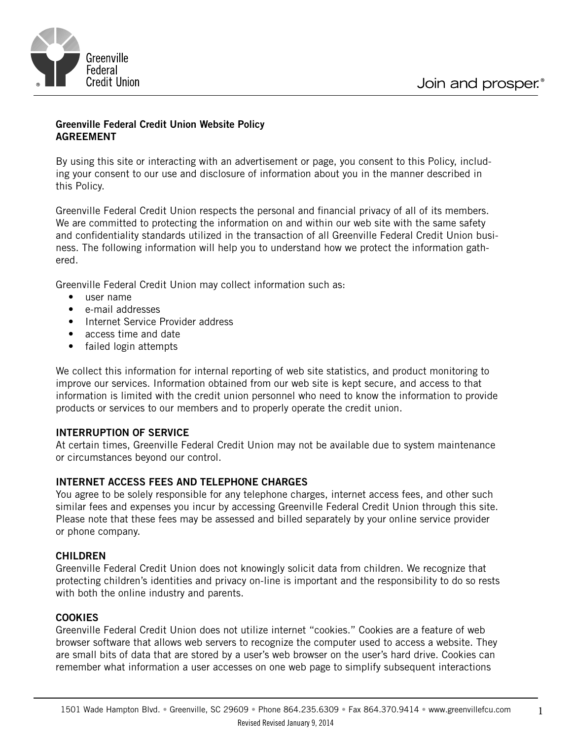**Greenville Federal Credit Union Website Policy**
**AGREEMENT**

By using this site or interacting with an advertisement or page, you consent to this Policy, including your consent to our use and disclosure of information about you in the manner described in this Policy.

Greenville Federal Credit Union respects the personal and financial privacy of all of its members. We are committed to protecting the information on and within our web site with the same safety and confidentiality standards utilized in the transaction of all Greenville Federal Credit Union business. The following information will help you to understand how we protect the information gathered.

Greenville Federal Credit Union may collect information such as:

- user name
- e-mail addresses
- Internet Service Provider address
- access time and date
- failed login attempts

We collect this information for internal reporting of web site statistics, and product monitoring to improve our services. Information obtained from our web site is kept secure, and access to that information is limited with the credit union personnel who need to know the information to provide products or services to our members and to properly operate the credit union.

**INTERRUPTION OF SERVICE**

At certain times, Greenville Federal Credit Union may not be available due to system maintenance or circumstances beyond our control.

**INTERNET ACCESS FEES AND TELEPHONE CHARGES**

You agree to be solely responsible for any telephone charges, internet access fees, and other such similar fees and expenses you incur by accessing Greenville Federal Credit Union through this site. Please note that these fees may be assessed and billed separately by your online service provider or phone company.

**CHILDREN**

Greenville Federal Credit Union does not knowingly solicit data from children. We recognize that protecting children's identities and privacy on-line is important and the responsibility to do so rests with both the online industry and parents.

**COOKIES**

Greenville Federal Credit Union does not utilize internet "cookies." Cookies are a feature of web browser software that allows web servers to recognize the computer used to access a website. They are small bits of data that are stored by a user's web browser on the user's hard drive. Cookies can remember what information a user accesses on one web page to simplify subsequent interactions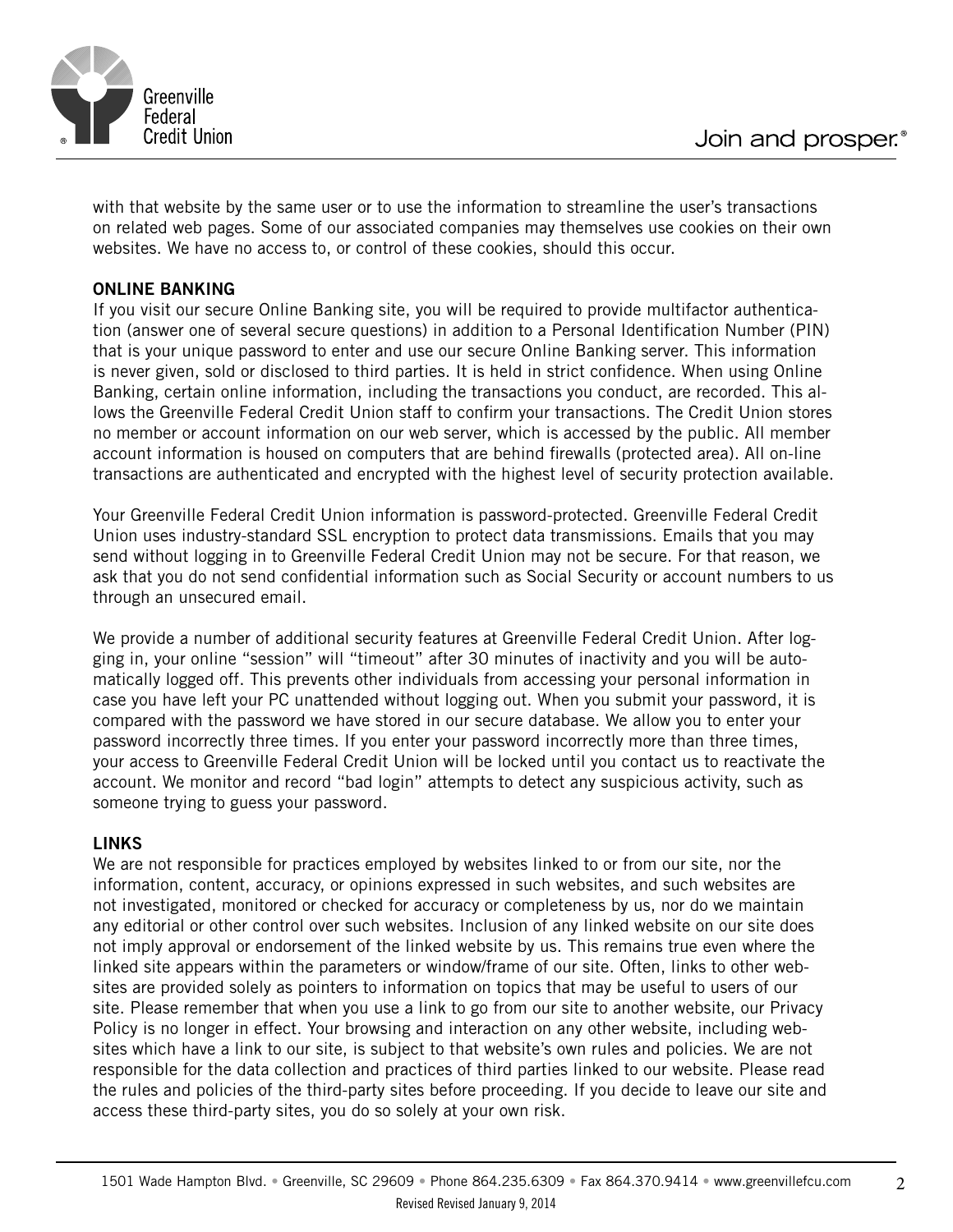with that website by the same user or to use the information to streamline the user's transactions on related web pages. Some of our associated companies may themselves use cookies on their own websites. We have no access to, or control of these cookies, should this occur.

## ONLINE BANKING

If you visit our secure Online Banking site, you will be required to provide multifactor authentication (answer one of several secure questions) in addition to a Personal Identification Number (PIN) that is your unique password to enter and use our secure Online Banking server. This information is never given, sold or disclosed to third parties. It is held in strict confidence. When using Online Banking, certain online information, including the transactions you conduct, are recorded. This allows the Greenville Federal Credit Union staff to confirm your transactions. The Credit Union stores no member or account information on our web server, which is accessed by the public. All member account information is housed on computers that are behind firewalls (protected area). All on-line transactions are authenticated and encrypted with the highest level of security protection available.

Your Greenville Federal Credit Union information is password-protected. Greenville Federal Credit Union uses industry-standard SSL encryption to protect data transmissions. Emails that you may send without logging in to Greenville Federal Credit Union may not be secure. For that reason, we ask that you do not send confidential information such as Social Security or account numbers to us through an unsecured email.

We provide a number of additional security features at Greenville Federal Credit Union. After logging in, your online "session" will "timeout" after 30 minutes of inactivity and you will be automatically logged off. This prevents other individuals from accessing your personal information in case you have left your PC unattended without logging out. When you submit your password, it is compared with the password we have stored in our secure database. We allow you to enter your password incorrectly three times. If you enter your password incorrectly more than three times, your access to Greenville Federal Credit Union will be locked until you contact us to reactivate the account. We monitor and record "bad login" attempts to detect any suspicious activity, such as someone trying to guess your password.

## LINKS

We are not responsible for practices employed by websites linked to or from our site, nor the information, content, accuracy, or opinions expressed in such websites, and such websites are not investigated, monitored or checked for accuracy or completeness by us, nor do we maintain any editorial or other control over such websites. Inclusion of any linked website on our site does not imply approval or endorsement of the linked website by us. This remains true even where the linked site appears within the parameters or window/frame of our site. Often, links to other websites are provided solely as pointers to information on topics that may be useful to users of our site. Please remember that when you use a link to go from our site to another website, our Privacy Policy is no longer in effect. Your browsing and interaction on any other website, including websites which have a link to our site, is subject to that website's own rules and policies. We are not responsible for the data collection and practices of third parties linked to our website. Please read the rules and policies of the third-party sites before proceeding. If you decide to leave our site and access these third-party sites, you do so solely at your own risk.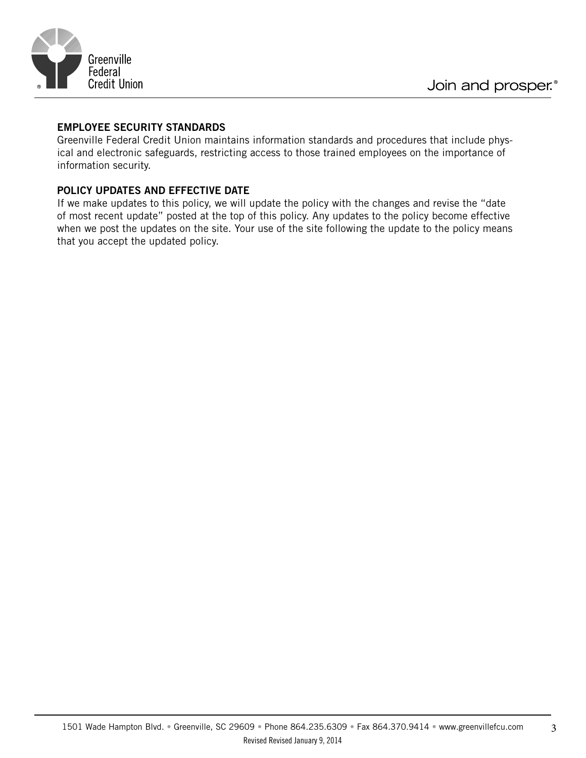## EMPLOYEE SECURITY STANDARDS

Greenville Federal Credit Union maintains information standards and procedures that include physical and electronic safeguards, restricting access to those trained employees on the importance of information security.

## POLICY UPDATES AND EFFECTIVE DATE

If we make updates to this policy, we will update the policy with the changes and revise the "date of most recent update" posted at the top of this policy. Any updates to the policy become effective when we post the updates on the site. Your use of the site following the update to the policy means that you accept the updated policy.